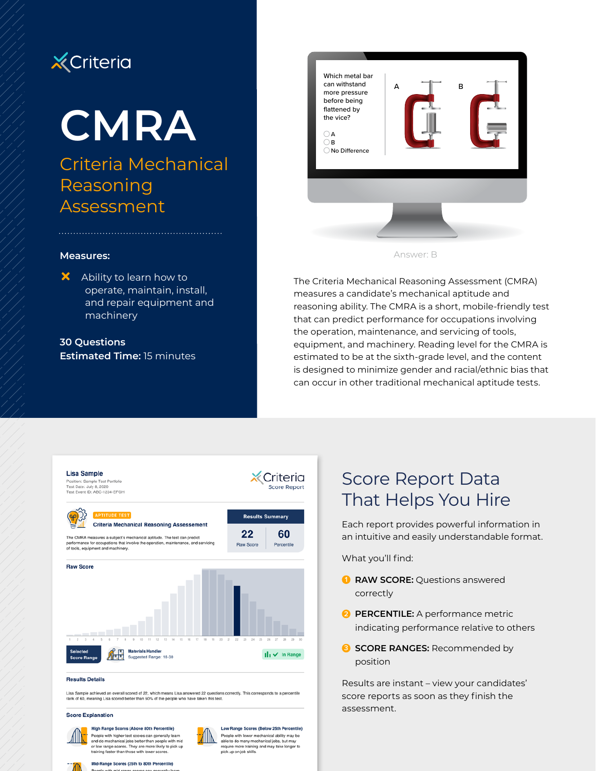Criteria

# CMRA

## Criteria Mechanical Reasoning Assessment

**Measures:**

- Ability to learn how to operate, maintain, install, and repair equipment and machinery

**30 Questions**
**Estimated Time:** 15 minutes

Which metal bar can withstand more pressure before being flattened by the vice?

- A
- B
- No Difference

Answer: B

The Criteria Mechanical Reasoning Assessment (CMRA) measures a candidate's mechanical aptitude and reasoning ability. The CMRA is a short, mobile-friendly test that can predict performance for occupations involving the operation, maintenance, and servicing of tools, equipment, and machinery. Reading level for the CMRA is estimated to be at the sixth-grade level, and the content is designed to minimize gender and racial/ethnic bias that can occur in other traditional mechanical aptitude tests.

**Lisa Sample**
Position: Sample Test Portfolio
Test Date: July 8, 2020
Test Event ID: ABC-1234-EFGH

Criteria Score Report

APTITUDE TEST
**Criteria Mechanical Reasoning Assessement**

The CMRA measures a subject's mechanical aptitude. The test can predict performance for occupations that involve the operation, maintenance, and servicing of tools, equipment and machinery.

| Results Summary | |
|---|---|
| 22 | 60 |
| Raw Score | Percentile |

**Raw Score**

Selected Score Range — Materials Handler, Suggested Range: 18-30 — In Range

**Results Details**

Lisa Sample achieved an overall scored of 22, which means Lisa answered 22 questions correctly. This corresponds to a percentile rank of 60, meaning Lisa scored better than 60% of the people who have taken this test.

**Score Explanation**

**High Range Scores (Above 80th Percentile)**
People with higher test scores can generally learn and do mechanical jobs better than people with mid or low range scores. They are more likely to pick up training faster than those with lower scores.

**Low Range Scores (Below 25th Percentile)**
People with lower mechanical ability may be able to do many mechanical jobs, but may require more training and may take longer to pick up on job skills.

**Mid-Range Scores (25th to 80th Percentile)**
People with mid range scores can generally learn

## Score Report Data That Helps You Hire

Each report provides powerful information in an intuitive and easily understandable format.

What you'll find:

1. **RAW SCORE:** Questions answered correctly
2. **PERCENTILE:** A performance metric indicating performance relative to others
3. **SCORE RANGES:** Recommended by position

Results are instant – view your candidates' score reports as soon as they finish the assessment.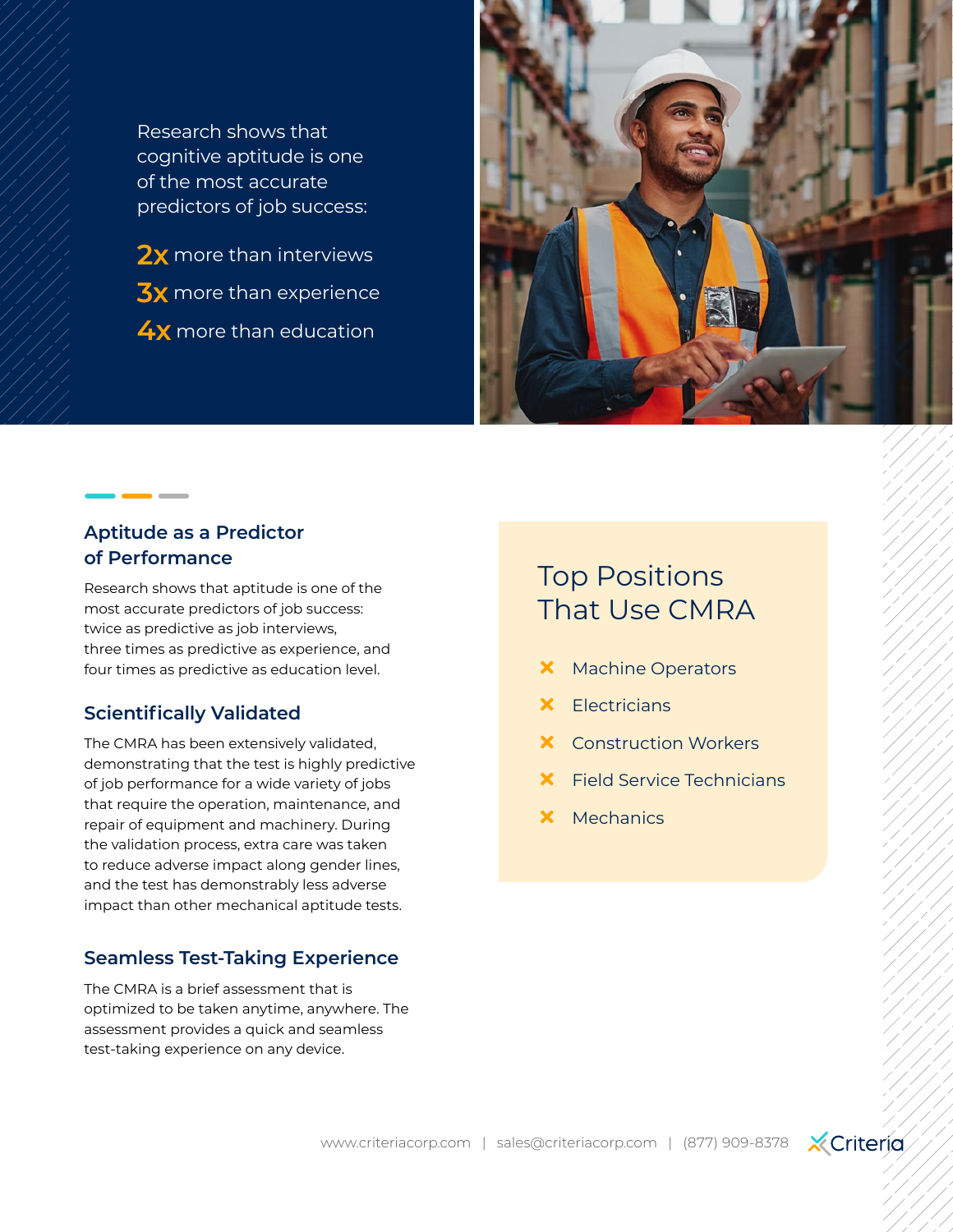Research shows that cognitive aptitude is one of the most accurate predictors of job success:

**2x** more than interviews

**3x** more than experience

**4x** more than education

## Aptitude as a Predictor of Performance

Research shows that aptitude is one of the most accurate predictors of job success: twice as predictive as job interviews, three times as predictive as experience, and four times as predictive as education level.

## Scientifically Validated

The CMRA has been extensively validated, demonstrating that the test is highly predictive of job performance for a wide variety of jobs that require the operation, maintenance, and repair of equipment and machinery. During the validation process, extra care was taken to reduce adverse impact along gender lines, and the test has demonstrably less adverse impact than other mechanical aptitude tests.

## Seamless Test-Taking Experience

The CMRA is a brief assessment that is optimized to be taken anytime, anywhere. The assessment provides a quick and seamless test-taking experience on any device.

## Top Positions That Use CMRA

- Machine Operators
- Electricians
- Construction Workers
- Field Service Technicians
- Mechanics

www.criteriacorp.com | sales@criteriacorp.com | (877) 909-8378

Criteria